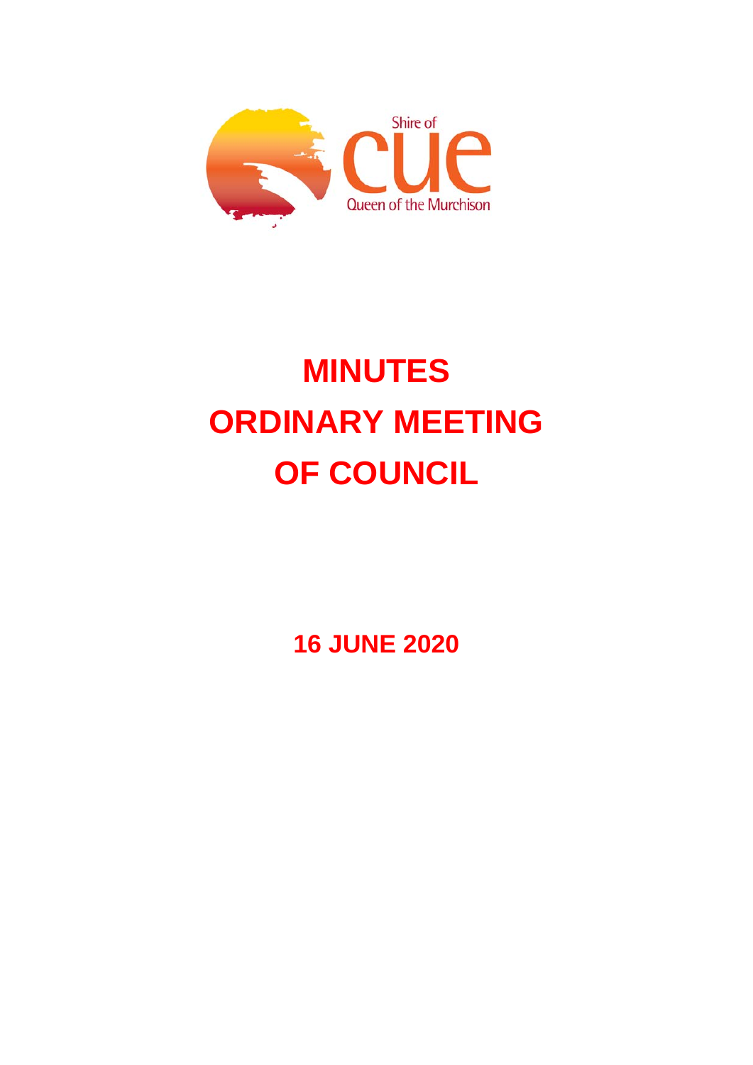Shire of

**CUE**

Queen of the Murchison

# MINUTES
# ORDINARY MEETING
# OF COUNCIL

## 16 JUNE 2020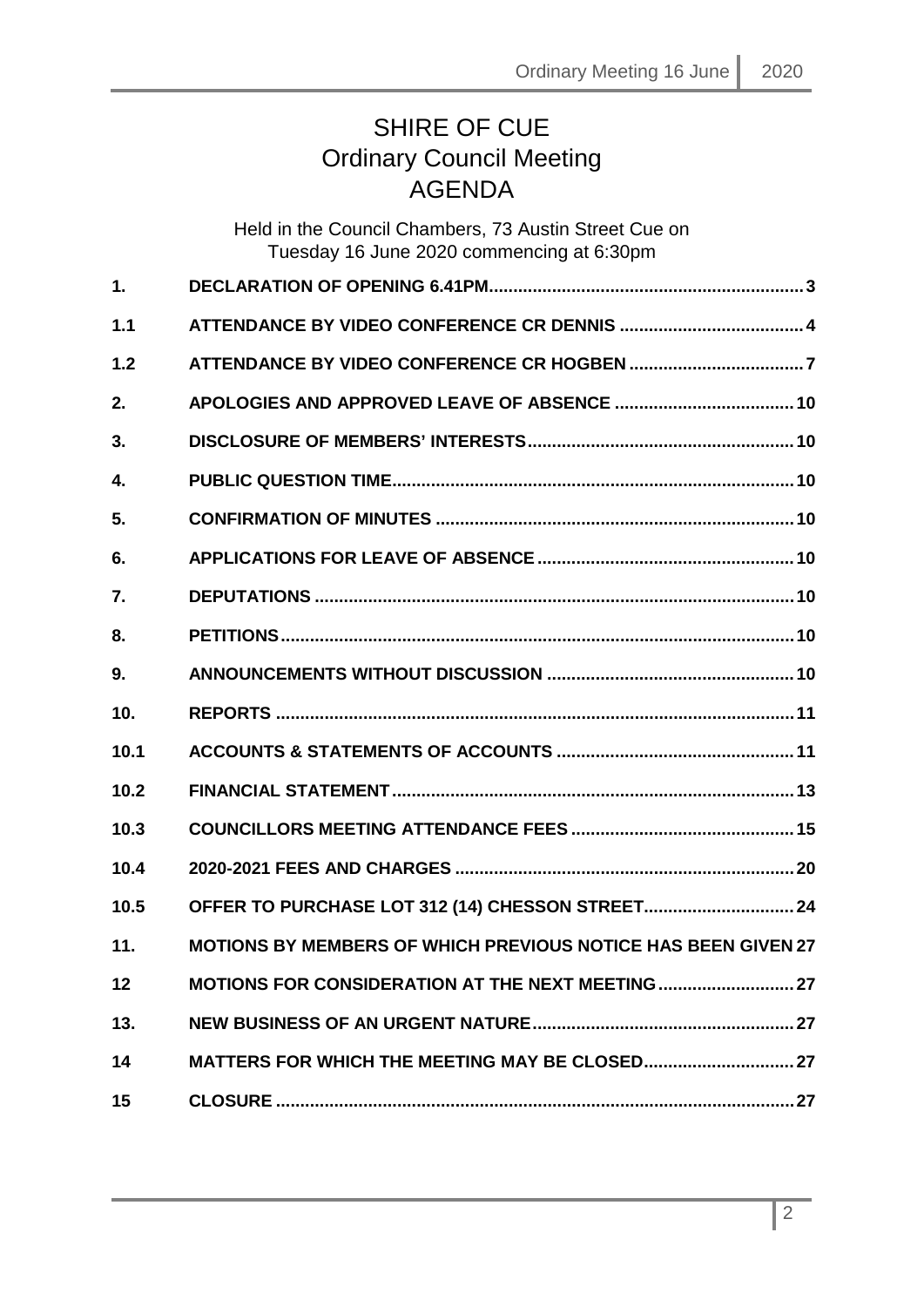# SHIRE OF CUE
## Ordinary Council Meeting
## AGENDA

Held in the Council Chambers, 73 Austin Street Cue on
Tuesday 16 June 2020 commencing at 6:30pm

| | | |
|---|---|---|
| **1.** | **DECLARATION OF OPENING 6.41PM** | **3** |
| **1.1** | **ATTENDANCE BY VIDEO CONFERENCE CR DENNIS** | **4** |
| **1.2** | **ATTENDANCE BY VIDEO CONFERENCE CR HOGBEN** | **7** |
| **2.** | **APOLOGIES AND APPROVED LEAVE OF ABSENCE** | **10** |
| **3.** | **DISCLOSURE OF MEMBERS' INTERESTS** | **10** |
| **4.** | **PUBLIC QUESTION TIME** | **10** |
| **5.** | **CONFIRMATION OF MINUTES** | **10** |
| **6.** | **APPLICATIONS FOR LEAVE OF ABSENCE** | **10** |
| **7.** | **DEPUTATIONS** | **10** |
| **8.** | **PETITIONS** | **10** |
| **9.** | **ANNOUNCEMENTS WITHOUT DISCUSSION** | **10** |
| **10.** | **REPORTS** | **11** |
| **10.1** | **ACCOUNTS & STATEMENTS OF ACCOUNTS** | **11** |
| **10.2** | **FINANCIAL STATEMENT** | **13** |
| **10.3** | **COUNCILLORS MEETING ATTENDANCE FEES** | **15** |
| **10.4** | **2020-2021 FEES AND CHARGES** | **20** |
| **10.5** | **OFFER TO PURCHASE LOT 312 (14) CHESSON STREET** | **24** |
| **11.** | **MOTIONS BY MEMBERS OF WHICH PREVIOUS NOTICE HAS BEEN GIVEN** | **27** |
| **12** | **MOTIONS FOR CONSIDERATION AT THE NEXT MEETING** | **27** |
| **13.** | **NEW BUSINESS OF AN URGENT NATURE** | **27** |
| **14** | **MATTERS FOR WHICH THE MEETING MAY BE CLOSED** | **27** |
| **15** | **CLOSURE** | **27** |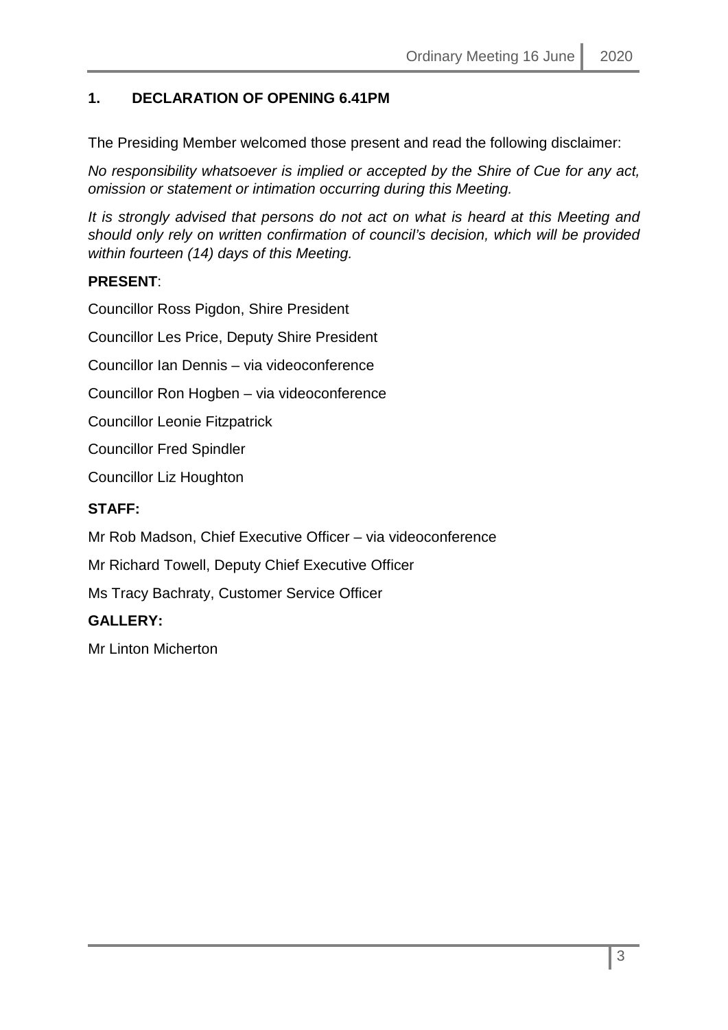## 1. DECLARATION OF OPENING 6.41PM

The Presiding Member welcomed those present and read the following disclaimer:

*No responsibility whatsoever is implied or accepted by the Shire of Cue for any act, omission or statement or intimation occurring during this Meeting.*

*It is strongly advised that persons do not act on what is heard at this Meeting and should only rely on written confirmation of council's decision, which will be provided within fourteen (14) days of this Meeting.*

**PRESENT**:

Councillor Ross Pigdon, Shire President

Councillor Les Price, Deputy Shire President

Councillor Ian Dennis – via videoconference

Councillor Ron Hogben – via videoconference

Councillor Leonie Fitzpatrick

Councillor Fred Spindler

Councillor Liz Houghton

**STAFF:**

Mr Rob Madson, Chief Executive Officer – via videoconference

Mr Richard Towell, Deputy Chief Executive Officer

Ms Tracy Bachraty, Customer Service Officer

**GALLERY:**

Mr Linton Micherton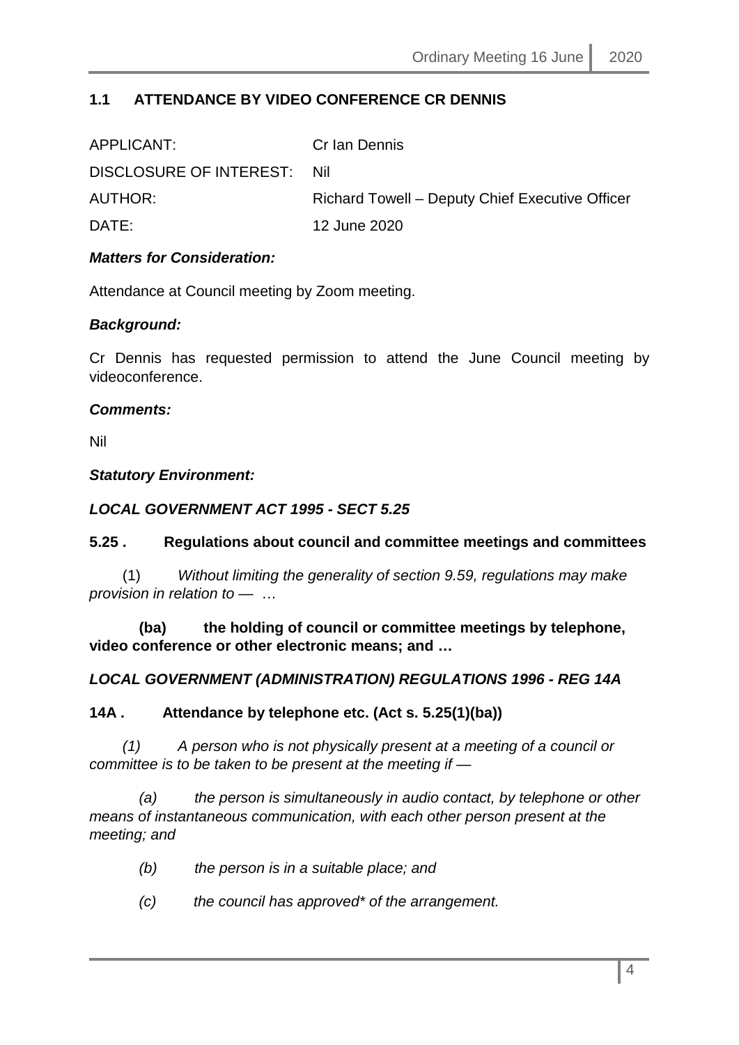## 1.1 ATTENDANCE BY VIDEO CONFERENCE CR DENNIS

| | |
|---|---|
| APPLICANT: | Cr Ian Dennis |
| DISCLOSURE OF INTEREST: | Nil |
| AUTHOR: | Richard Towell – Deputy Chief Executive Officer |
| DATE: | 12 June 2020 |

***Matters for Consideration:***

Attendance at Council meeting by Zoom meeting.

***Background:***

Cr Dennis has requested permission to attend the June Council meeting by videoconference.

***Comments:***

Nil

***Statutory Environment:***

***LOCAL GOVERNMENT ACT 1995 - SECT 5.25***

**5.25 . Regulations about council and committee meetings and committees**

(1) *Without limiting the generality of section 9.59, regulations may make provision in relation to —* …

**(ba) the holding of council or committee meetings by telephone, video conference or other electronic means; and …**

***LOCAL GOVERNMENT (ADMINISTRATION) REGULATIONS 1996 - REG 14A***

**14A . Attendance by telephone etc. (Act s. 5.25(1)(ba))**

*(1) A person who is not physically present at a meeting of a council or committee is to be taken to be present at the meeting if —*

*(a) the person is simultaneously in audio contact, by telephone or other means of instantaneous communication, with each other person present at the meeting; and*

*(b) the person is in a suitable place; and*

*(c) the council has approved\* of the arrangement.*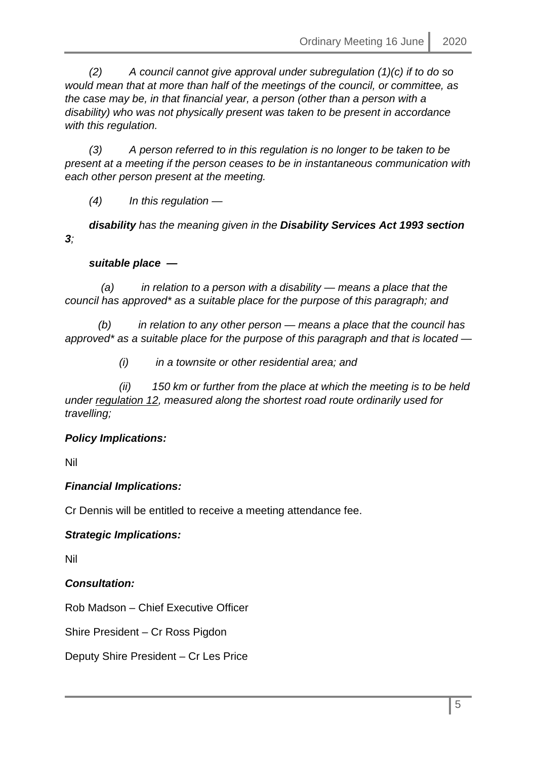*(2) A council cannot give approval under subregulation (1)(c) if to do so would mean that at more than half of the meetings of the council, or committee, as the case may be, in that financial year, a person (other than a person with a disability) who was not physically present was taken to be present in accordance with this regulation.*

*(3) A person referred to in this regulation is no longer to be taken to be present at a meeting if the person ceases to be in instantaneous communication with each other person present at the meeting.*

*(4) In this regulation —*

***disability** has the meaning given in the **Disability Services Act 1993 section 3**;*

***suitable place —***

*(a) in relation to a person with a disability — means a place that the council has approved\* as a suitable place for the purpose of this paragraph; and*

*(b) in relation to any other person — means a place that the council has approved\* as a suitable place for the purpose of this paragraph and that is located —*

*(i) in a townsite or other residential area; and*

*(ii) 150 km or further from the place at which the meeting is to be held under regulation 12, measured along the shortest road route ordinarily used for travelling;*

***Policy Implications:***

Nil

***Financial Implications:***

Cr Dennis will be entitled to receive a meeting attendance fee.

***Strategic Implications:***

Nil

***Consultation:***

Rob Madson – Chief Executive Officer

Shire President – Cr Ross Pigdon

Deputy Shire President – Cr Les Price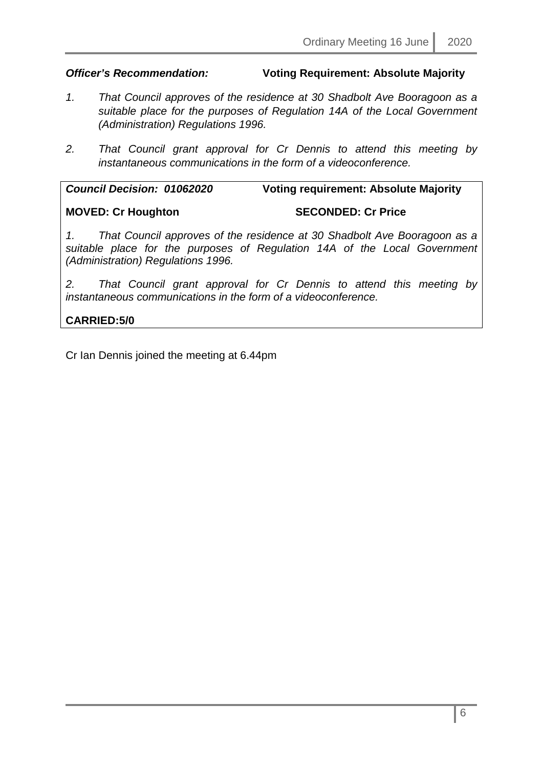***Officer's Recommendation:*** **Voting Requirement: Absolute Majority**

1. *That Council approves of the residence at 30 Shadbolt Ave Booragoon as a suitable place for the purposes of Regulation 14A of the Local Government (Administration) Regulations 1996.*

2. *That Council grant approval for Cr Dennis to attend this meeting by instantaneous communications in the form of a videoconference.*

***Council Decision: 01062020*** **Voting requirement: Absolute Majority**

**MOVED: Cr Houghton** **SECONDED: Cr Price**

*1. That Council approves of the residence at 30 Shadbolt Ave Booragoon as a suitable place for the purposes of Regulation 14A of the Local Government (Administration) Regulations 1996.*

*2. That Council grant approval for Cr Dennis to attend this meeting by instantaneous communications in the form of a videoconference.*

**CARRIED:5/0**

Cr Ian Dennis joined the meeting at 6.44pm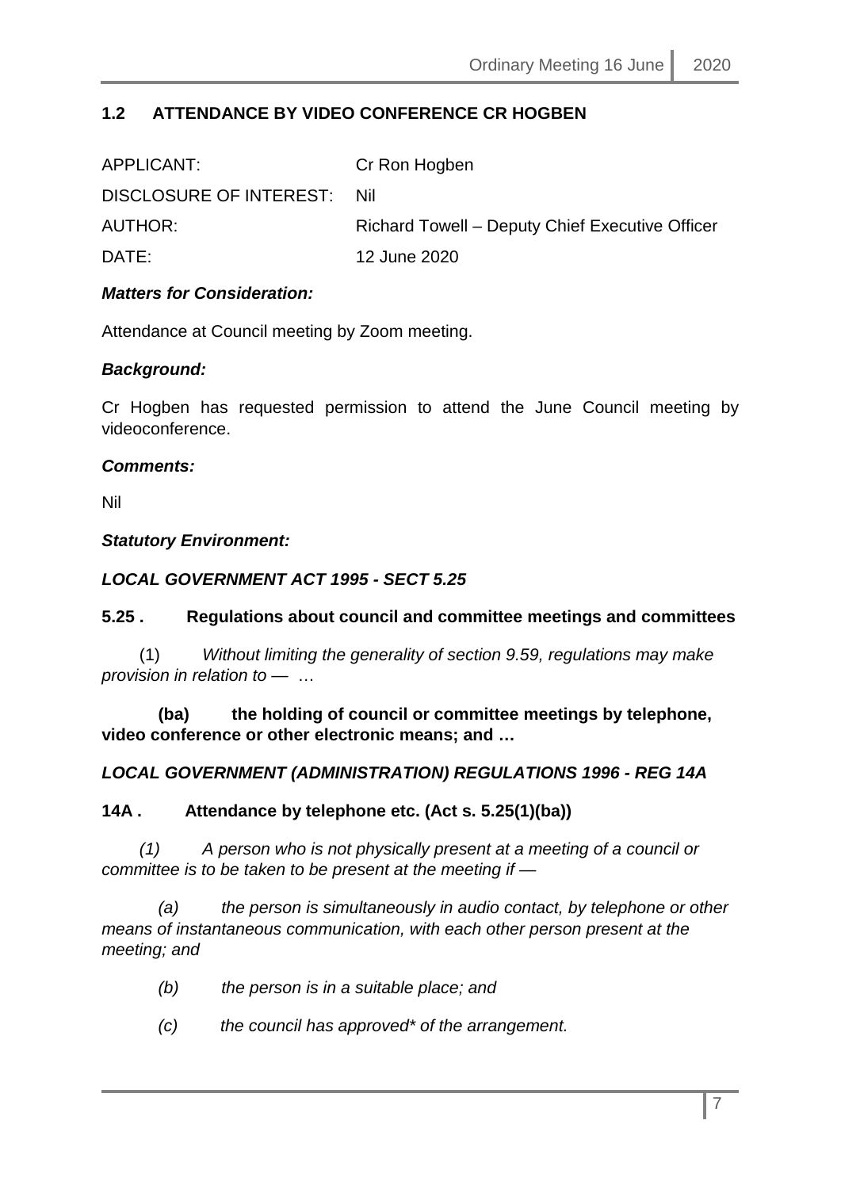## 1.2 ATTENDANCE BY VIDEO CONFERENCE CR HOGBEN

| | |
|---|---|
| APPLICANT: | Cr Ron Hogben |
| DISCLOSURE OF INTEREST: | Nil |
| AUTHOR: | Richard Towell – Deputy Chief Executive Officer |
| DATE: | 12 June 2020 |

***Matters for Consideration:***

Attendance at Council meeting by Zoom meeting.

***Background:***

Cr Hogben has requested permission to attend the June Council meeting by videoconference.

***Comments:***

Nil

***Statutory Environment:***

***LOCAL GOVERNMENT ACT 1995 - SECT 5.25***

**5.25 . Regulations about council and committee meetings and committees**

(1) *Without limiting the generality of section 9.59, regulations may make provision in relation to —* …

**(ba) the holding of council or committee meetings by telephone, video conference or other electronic means; and …**

***LOCAL GOVERNMENT (ADMINISTRATION) REGULATIONS 1996 - REG 14A***

**14A . Attendance by telephone etc. (Act s. 5.25(1)(ba))**

*(1) A person who is not physically present at a meeting of a council or committee is to be taken to be present at the meeting if —*

*(a) the person is simultaneously in audio contact, by telephone or other means of instantaneous communication, with each other person present at the meeting; and*

*(b) the person is in a suitable place; and*

*(c) the council has approved* of the arrangement.*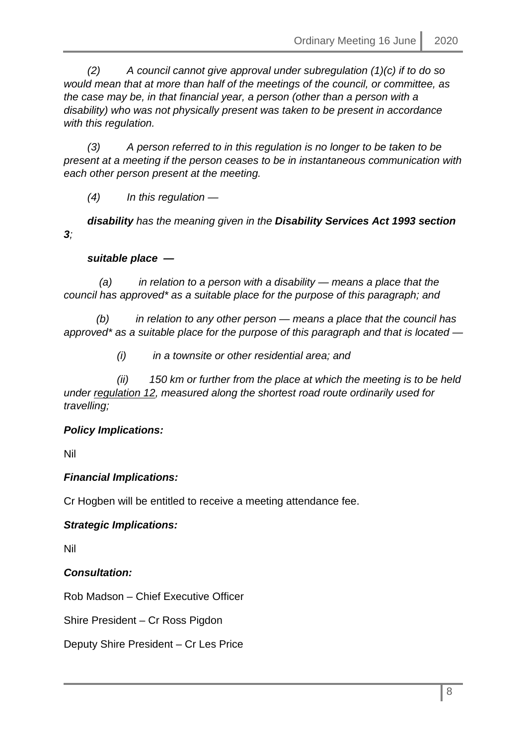*(2) A council cannot give approval under subregulation (1)(c) if to do so would mean that at more than half of the meetings of the council, or committee, as the case may be, in that financial year, a person (other than a person with a disability) who was not physically present was taken to be present in accordance with this regulation.*

*(3) A person referred to in this regulation is no longer to be taken to be present at a meeting if the person ceases to be in instantaneous communication with each other person present at the meeting.*

*(4) In this regulation —*

***disability** has the meaning given in the **Disability Services Act 1993 section 3**;*

***suitable place —***

*(a) in relation to a person with a disability — means a place that the council has approved* as a suitable place for the purpose of this paragraph; and*

*(b) in relation to any other person — means a place that the council has approved* as a suitable place for the purpose of this paragraph and that is located —*

*(i) in a townsite or other residential area; and*

*(ii) 150 km or further from the place at which the meeting is to be held under regulation 12, measured along the shortest road route ordinarily used for travelling;*

***Policy Implications:***

Nil

***Financial Implications:***

Cr Hogben will be entitled to receive a meeting attendance fee.

***Strategic Implications:***

Nil

***Consultation:***

Rob Madson – Chief Executive Officer

Shire President – Cr Ross Pigdon

Deputy Shire President – Cr Les Price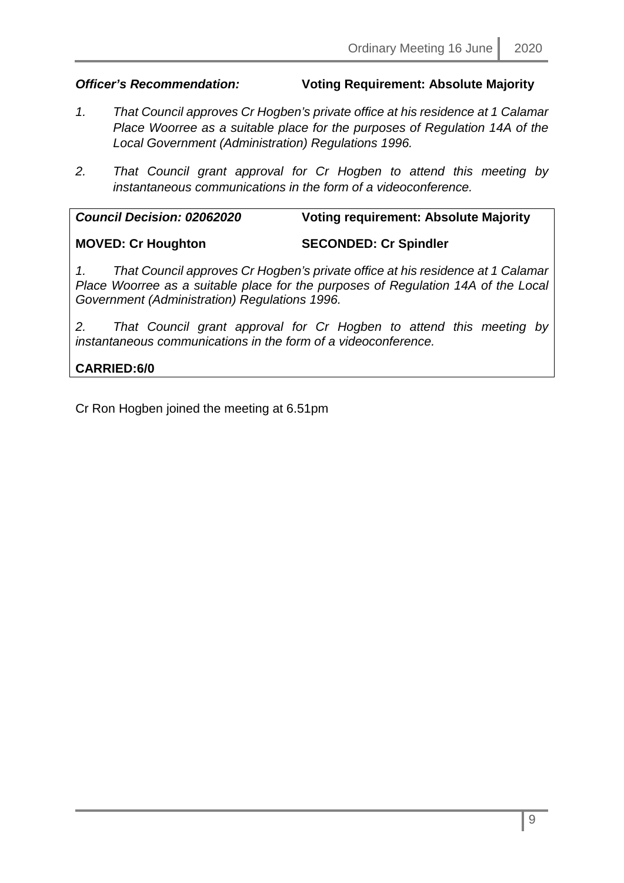***Officer's Recommendation:*** **Voting Requirement: Absolute Majority**

1. *That Council approves Cr Hogben's private office at his residence at 1 Calamar Place Woorree as a suitable place for the purposes of Regulation 14A of the Local Government (Administration) Regulations 1996.*

2. *That Council grant approval for Cr Hogben to attend this meeting by instantaneous communications in the form of a videoconference.*

***Council Decision: 02062020*** **Voting requirement: Absolute Majority**

**MOVED: Cr Houghton** **SECONDED: Cr Spindler**

*1. That Council approves Cr Hogben's private office at his residence at 1 Calamar Place Woorree as a suitable place for the purposes of Regulation 14A of the Local Government (Administration) Regulations 1996.*

*2. That Council grant approval for Cr Hogben to attend this meeting by instantaneous communications in the form of a videoconference.*

**CARRIED:6/0**

Cr Ron Hogben joined the meeting at 6.51pm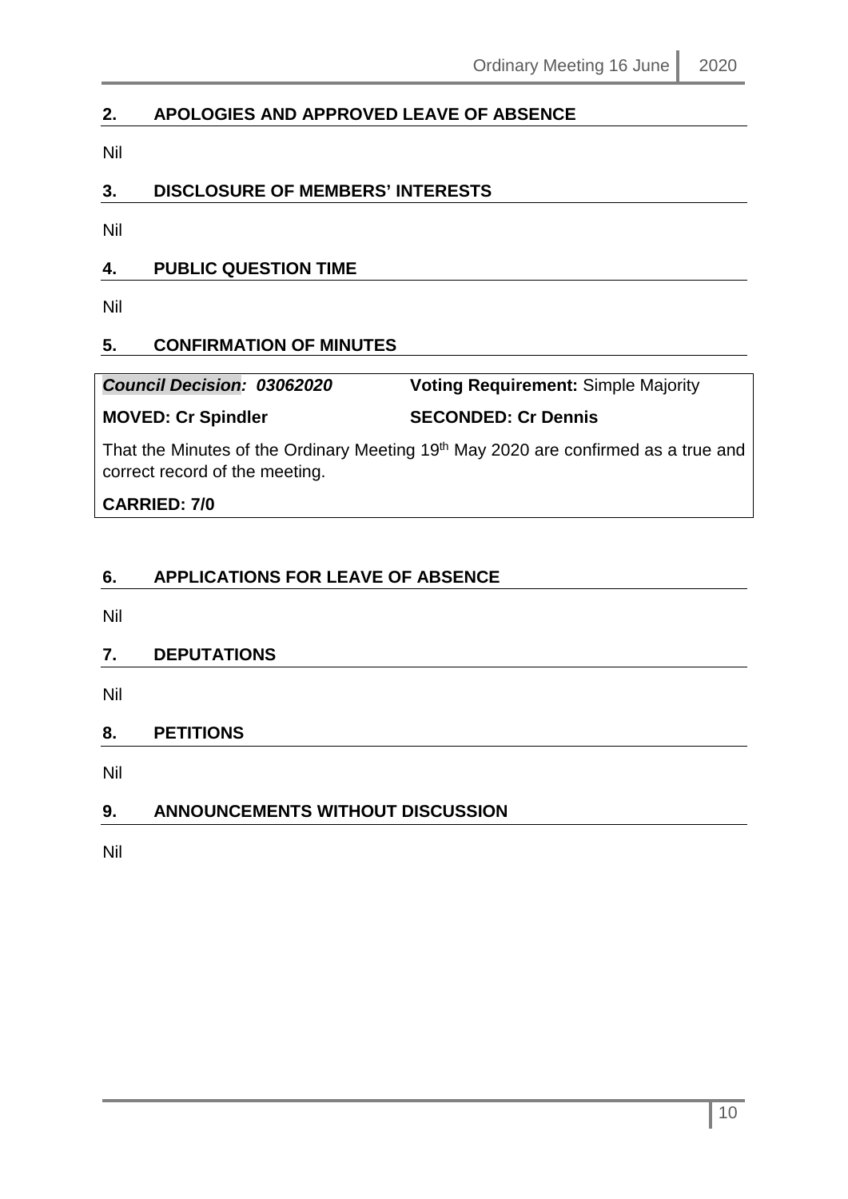## 2. APOLOGIES AND APPROVED LEAVE OF ABSENCE

Nil

## 3. DISCLOSURE OF MEMBERS' INTERESTS

Nil

## 4. PUBLIC QUESTION TIME

Nil

## 5. CONFIRMATION OF MINUTES

***Council Decision: 03062020*** **Voting Requirement:** Simple Majority

**MOVED: Cr Spindler** **SECONDED: Cr Dennis**

That the Minutes of the Ordinary Meeting 19th May 2020 are confirmed as a true and correct record of the meeting.

**CARRIED: 7/0**

## 6. APPLICATIONS FOR LEAVE OF ABSENCE

Nil

## 7. DEPUTATIONS

Nil

## 8. PETITIONS

Nil

## 9. ANNOUNCEMENTS WITHOUT DISCUSSION

Nil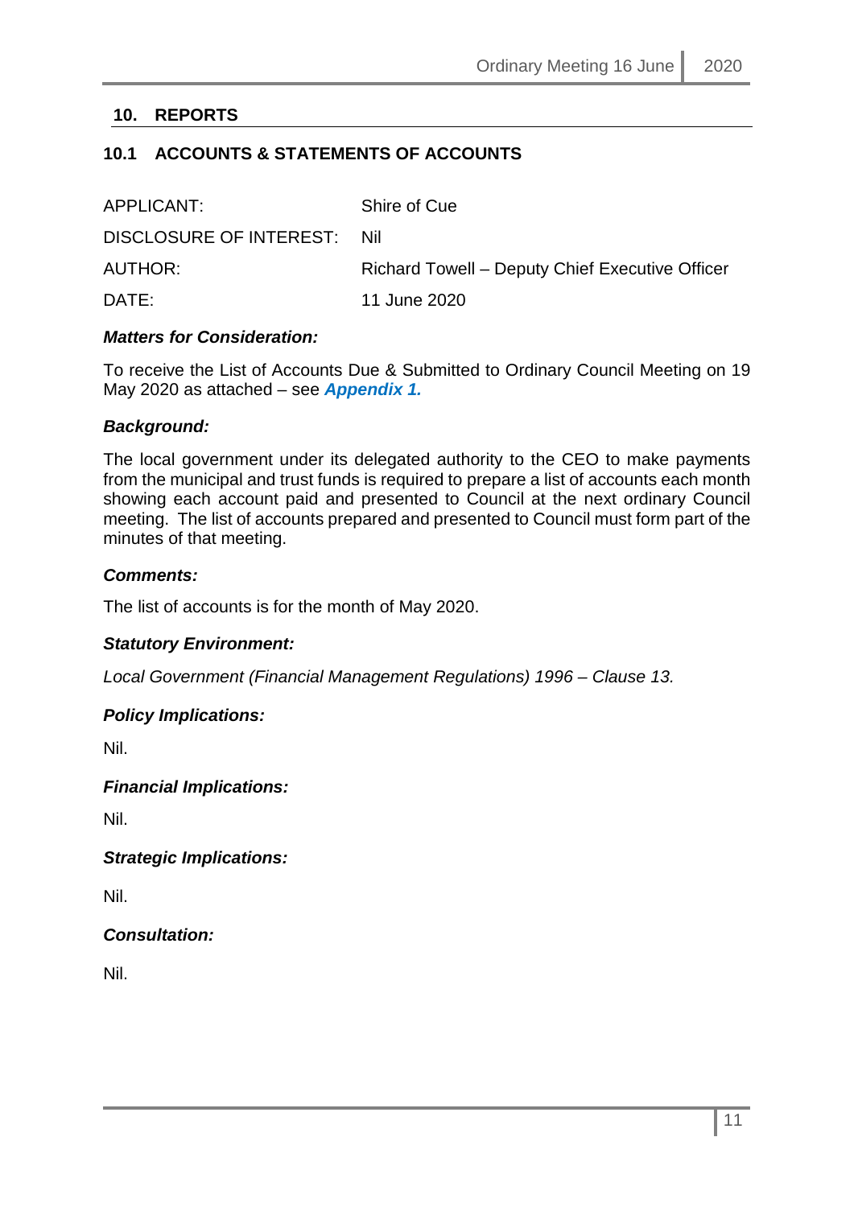## 10. REPORTS

### 10.1 ACCOUNTS & STATEMENTS OF ACCOUNTS

| | |
|---|---|
| APPLICANT: | Shire of Cue |
| DISCLOSURE OF INTEREST: | Nil |
| AUTHOR: | Richard Towell – Deputy Chief Executive Officer |
| DATE: | 11 June 2020 |

***Matters for Consideration:***

To receive the List of Accounts Due & Submitted to Ordinary Council Meeting on 19 May 2020 as attached – see ***Appendix 1.***

***Background:***

The local government under its delegated authority to the CEO to make payments from the municipal and trust funds is required to prepare a list of accounts each month showing each account paid and presented to Council at the next ordinary Council meeting. The list of accounts prepared and presented to Council must form part of the minutes of that meeting.

***Comments:***

The list of accounts is for the month of May 2020.

***Statutory Environment:***

*Local Government (Financial Management Regulations) 1996 – Clause 13.*

***Policy Implications:***

Nil.

***Financial Implications:***

Nil.

***Strategic Implications:***

Nil.

***Consultation:***

Nil.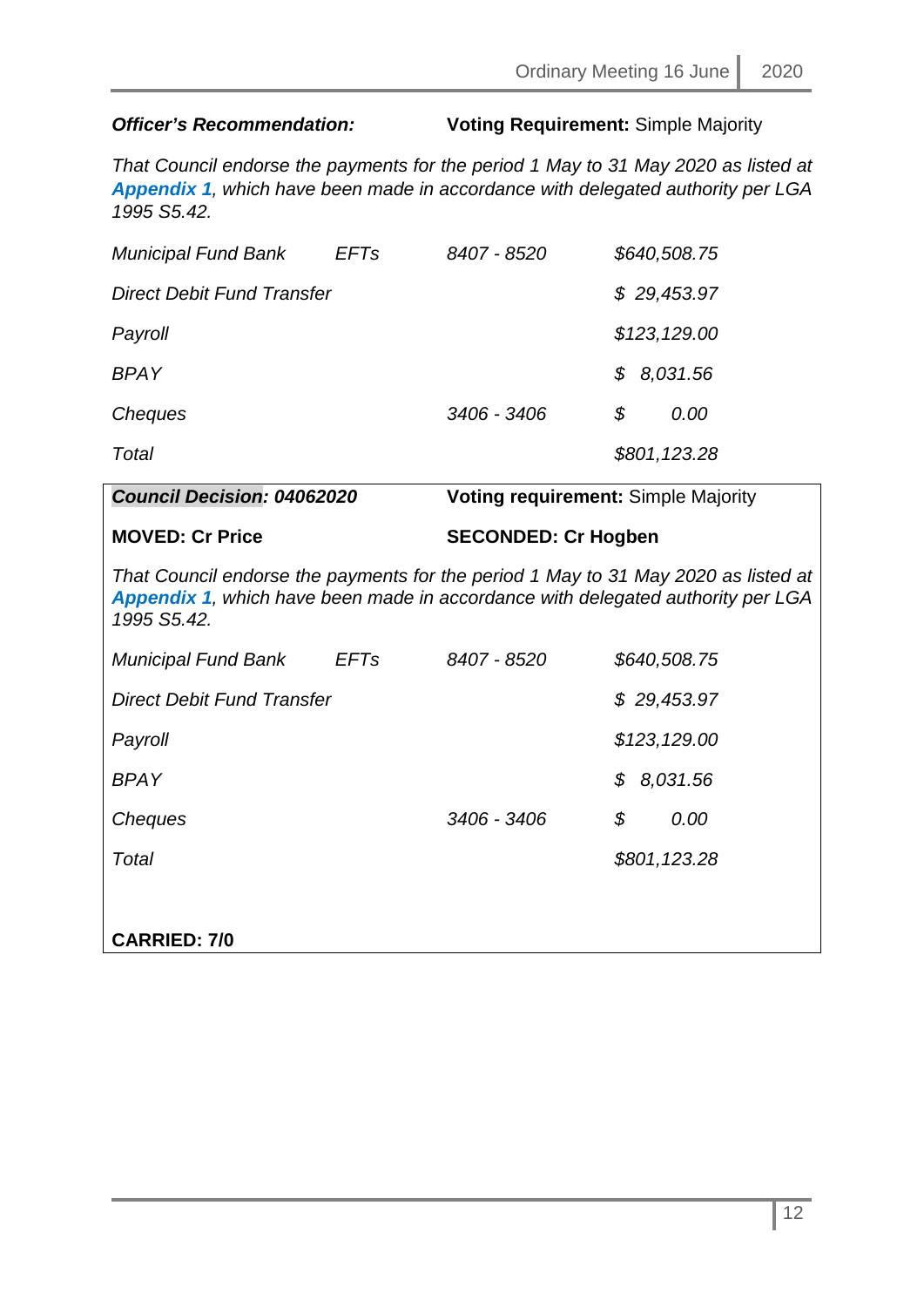***Officer's Recommendation:*** **Voting Requirement:** Simple Majority

*That Council endorse the payments for the period 1 May to 31 May 2020 as listed at **Appendix 1**, which have been made in accordance with delegated authority per LGA 1995 S5.42.*

| | | | |
|---|---|---|---|
| *Municipal Fund Bank* | *EFTs* | *8407 - 8520* | *$640,508.75* |
| *Direct Debit Fund Transfer* | | | *$ 29,453.97* |
| *Payroll* | | | *$123,129.00* |
| *BPAY* | | | *$ 8,031.56* |
| *Cheques* | | *3406 - 3406* | *$ 0.00* |
| *Total* | | | *$801,123.28* |

***Council Decision: 04062020*** **Voting requirement:** Simple Majority

**MOVED: Cr Price** **SECONDED: Cr Hogben**

*That Council endorse the payments for the period 1 May to 31 May 2020 as listed at **Appendix 1**, which have been made in accordance with delegated authority per LGA 1995 S5.42.*

| | | | |
|---|---|---|---|
| *Municipal Fund Bank* | *EFTs* | *8407 - 8520* | *$640,508.75* |
| *Direct Debit Fund Transfer* | | | *$ 29,453.97* |
| *Payroll* | | | *$123,129.00* |
| *BPAY* | | | *$ 8,031.56* |
| *Cheques* | | *3406 - 3406* | *$ 0.00* |
| *Total* | | | *$801,123.28* |

**CARRIED: 7/0**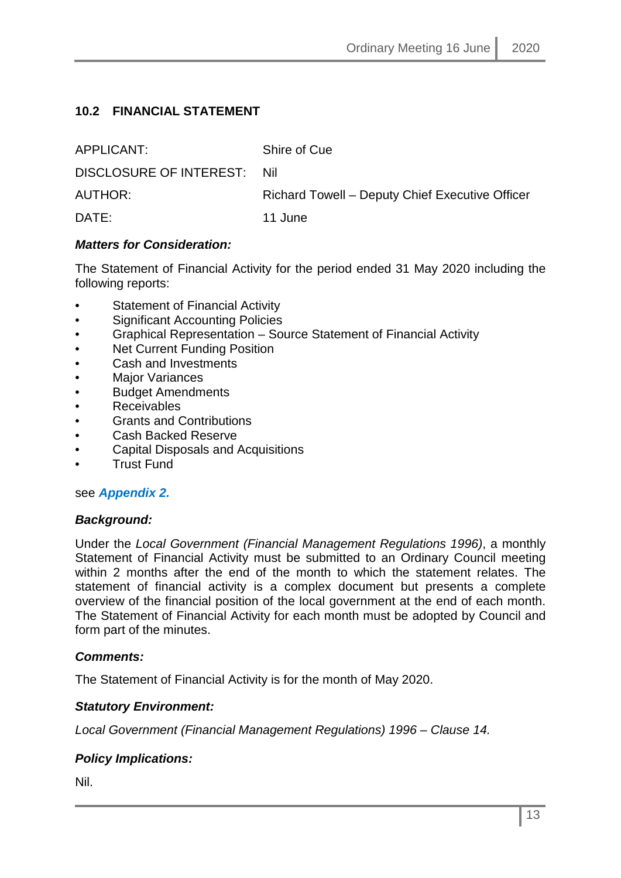## 10.2 FINANCIAL STATEMENT

| | |
|---|---|
| APPLICANT: | Shire of Cue |
| DISCLOSURE OF INTEREST: | Nil |
| AUTHOR: | Richard Towell – Deputy Chief Executive Officer |
| DATE: | 11 June |

***Matters for Consideration:***

The Statement of Financial Activity for the period ended 31 May 2020 including the following reports:

- Statement of Financial Activity
- Significant Accounting Policies
- Graphical Representation – Source Statement of Financial Activity
- Net Current Funding Position
- Cash and Investments
- Major Variances
- Budget Amendments
- Receivables
- Grants and Contributions
- Cash Backed Reserve
- Capital Disposals and Acquisitions
- Trust Fund

see ***Appendix 2.***

***Background:***

Under the *Local Government (Financial Management Regulations 1996)*, a monthly Statement of Financial Activity must be submitted to an Ordinary Council meeting within 2 months after the end of the month to which the statement relates. The statement of financial activity is a complex document but presents a complete overview of the financial position of the local government at the end of each month. The Statement of Financial Activity for each month must be adopted by Council and form part of the minutes.

***Comments:***

The Statement of Financial Activity is for the month of May 2020.

***Statutory Environment:***

*Local Government (Financial Management Regulations) 1996 – Clause 14.*

***Policy Implications:***

Nil.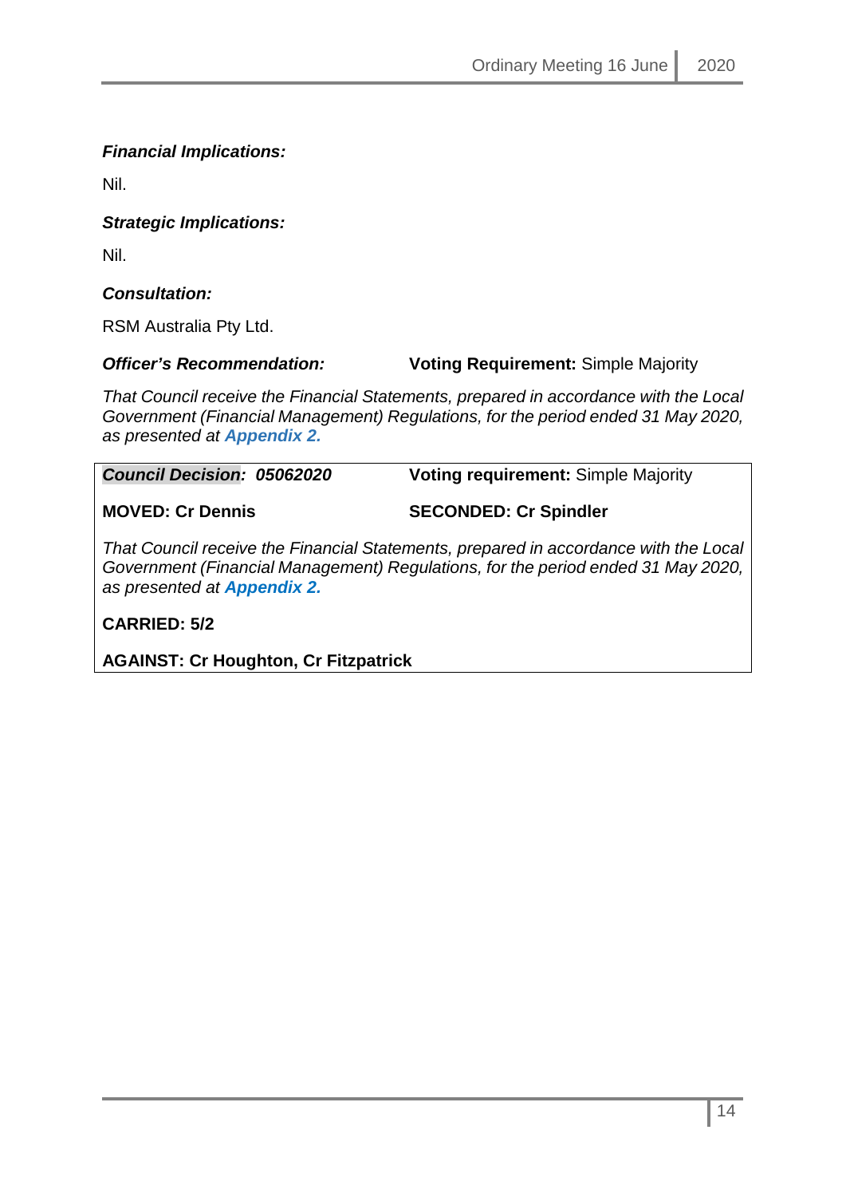***Financial Implications:***

Nil.

***Strategic Implications:***

Nil.

***Consultation:***

RSM Australia Pty Ltd.

***Officer's Recommendation:*** **Voting Requirement:** Simple Majority

*That Council receive the Financial Statements, prepared in accordance with the Local Government (Financial Management) Regulations, for the period ended 31 May 2020, as presented at* ***Appendix 2.***

***Council Decision: 05062020*** **Voting requirement:** Simple Majority

**MOVED: Cr Dennis** **SECONDED: Cr Spindler**

*That Council receive the Financial Statements, prepared in accordance with the Local Government (Financial Management) Regulations, for the period ended 31 May 2020, as presented at* ***Appendix 2.***

**CARRIED: 5/2**

**AGAINST: Cr Houghton, Cr Fitzpatrick**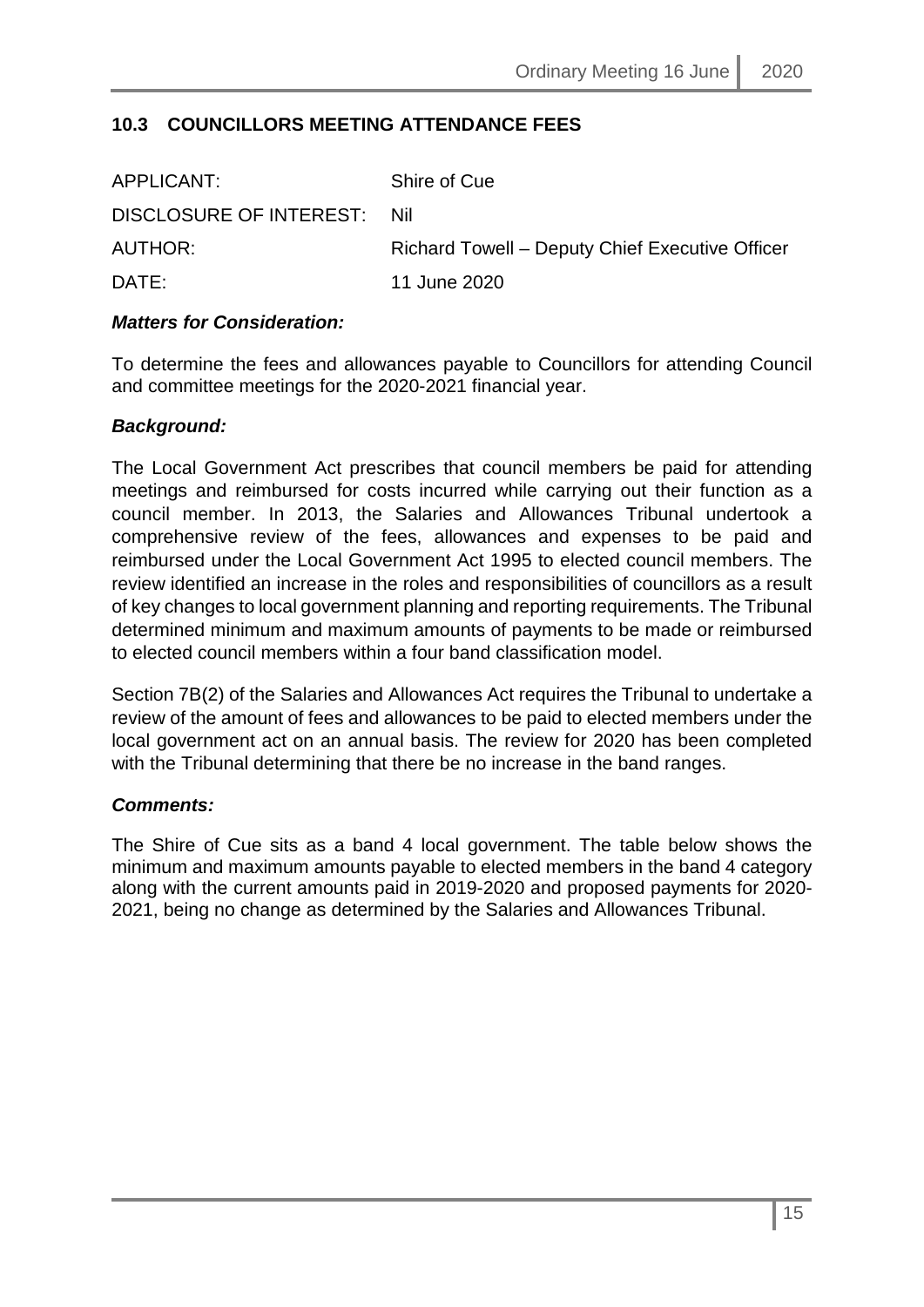## 10.3 COUNCILLORS MEETING ATTENDANCE FEES

| | |
|---|---|
| APPLICANT: | Shire of Cue |
| DISCLOSURE OF INTEREST: | Nil |
| AUTHOR: | Richard Towell – Deputy Chief Executive Officer |
| DATE: | 11 June 2020 |

### *Matters for Consideration:*

To determine the fees and allowances payable to Councillors for attending Council and committee meetings for the 2020-2021 financial year.

### *Background:*

The Local Government Act prescribes that council members be paid for attending meetings and reimbursed for costs incurred while carrying out their function as a council member. In 2013, the Salaries and Allowances Tribunal undertook a comprehensive review of the fees, allowances and expenses to be paid and reimbursed under the Local Government Act 1995 to elected council members. The review identified an increase in the roles and responsibilities of councillors as a result of key changes to local government planning and reporting requirements. The Tribunal determined minimum and maximum amounts of payments to be made or reimbursed to elected council members within a four band classification model.

Section 7B(2) of the Salaries and Allowances Act requires the Tribunal to undertake a review of the amount of fees and allowances to be paid to elected members under the local government act on an annual basis. The review for 2020 has been completed with the Tribunal determining that there be no increase in the band ranges.

### *Comments:*

The Shire of Cue sits as a band 4 local government. The table below shows the minimum and maximum amounts payable to elected members in the band 4 category along with the current amounts paid in 2019-2020 and proposed payments for 2020-2021, being no change as determined by the Salaries and Allowances Tribunal.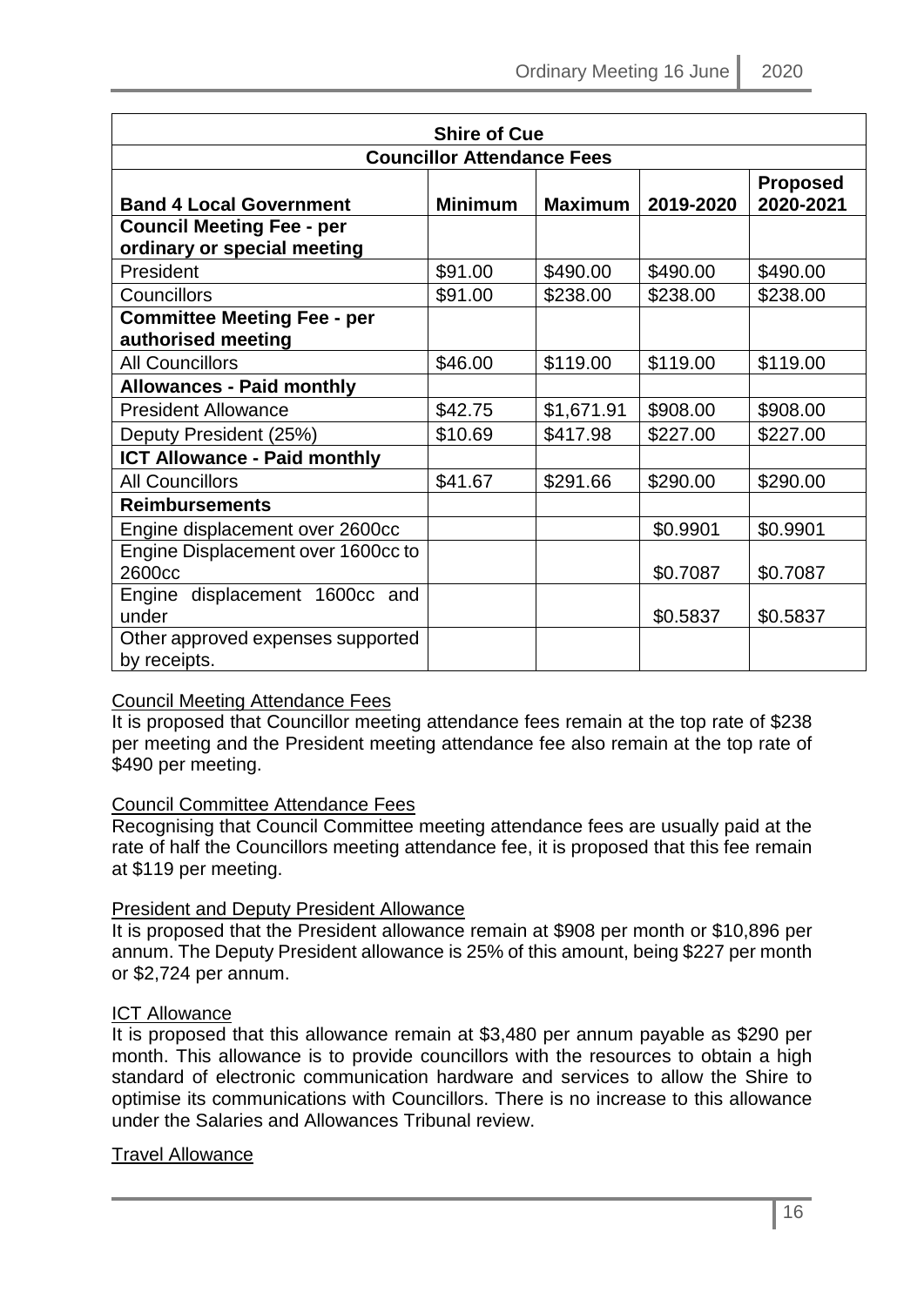| Shire of Cue | | | | |
|---|---|---|---|---|
| **Councillor Attendance Fees** | | | | |
| **Band 4 Local Government** | **Minimum** | **Maximum** | **2019-2020** | **Proposed 2020-2021** |
| **Council Meeting Fee - per ordinary or special meeting** | | | | |
| President | $91.00 | $490.00 | $490.00 | $490.00 |
| Councillors | $91.00 | $238.00 | $238.00 | $238.00 |
| **Committee Meeting Fee - per authorised meeting** | | | | |
| All Councillors | $46.00 | $119.00 | $119.00 | $119.00 |
| **Allowances - Paid monthly** | | | | |
| President Allowance | $42.75 | $1,671.91 | $908.00 | $908.00 |
| Deputy President (25%) | $10.69 | $417.98 | $227.00 | $227.00 |
| **ICT Allowance - Paid monthly** | | | | |
| All Councillors | $41.67 | $291.66 | $290.00 | $290.00 |
| **Reimbursements** | | | | |
| Engine displacement over 2600cc | | | $0.9901 | $0.9901 |
| Engine Displacement over 1600cc to 2600cc | | | $0.7087 | $0.7087 |
| Engine displacement 1600cc and under | | | $0.5837 | $0.5837 |
| Other approved expenses supported by receipts. | | | | |

Council Meeting Attendance Fees

It is proposed that Councillor meeting attendance fees remain at the top rate of $238 per meeting and the President meeting attendance fee also remain at the top rate of $490 per meeting.

Council Committee Attendance Fees

Recognising that Council Committee meeting attendance fees are usually paid at the rate of half the Councillors meeting attendance fee, it is proposed that this fee remain at $119 per meeting.

President and Deputy President Allowance

It is proposed that the President allowance remain at $908 per month or $10,896 per annum. The Deputy President allowance is 25% of this amount, being $227 per month or $2,724 per annum.

ICT Allowance

It is proposed that this allowance remain at $3,480 per annum payable as $290 per month. This allowance is to provide councillors with the resources to obtain a high standard of electronic communication hardware and services to allow the Shire to optimise its communications with Councillors. There is no increase to this allowance under the Salaries and Allowances Tribunal review.

Travel Allowance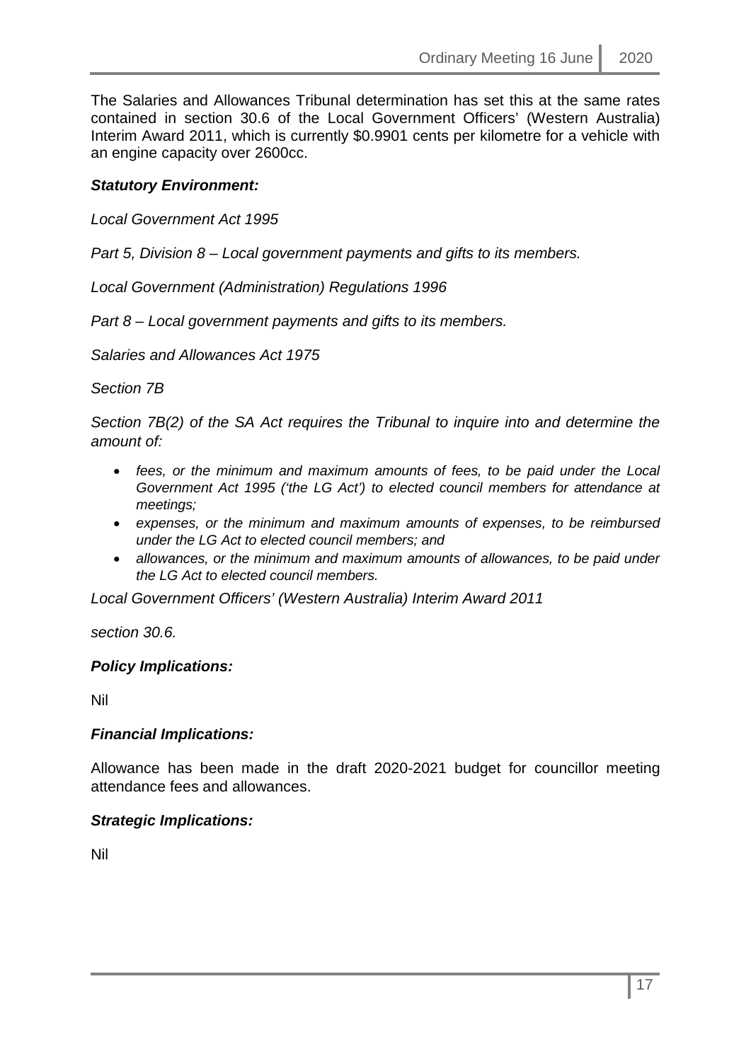The Salaries and Allowances Tribunal determination has set this at the same rates contained in section 30.6 of the Local Government Officers' (Western Australia) Interim Award 2011, which is currently $0.9901 cents per kilometre for a vehicle with an engine capacity over 2600cc.

***Statutory Environment:***

*Local Government Act 1995*

*Part 5, Division 8 – Local government payments and gifts to its members.*

*Local Government (Administration) Regulations 1996*

*Part 8 – Local government payments and gifts to its members.*

*Salaries and Allowances Act 1975*

*Section 7B*

*Section 7B(2) of the SA Act requires the Tribunal to inquire into and determine the amount of:*

- *fees, or the minimum and maximum amounts of fees, to be paid under the Local Government Act 1995 ('the LG Act') to elected council members for attendance at meetings;*
- *expenses, or the minimum and maximum amounts of expenses, to be reimbursed under the LG Act to elected council members; and*
- *allowances, or the minimum and maximum amounts of allowances, to be paid under the LG Act to elected council members.*

*Local Government Officers' (Western Australia) Interim Award 2011*

*section 30.6.*

***Policy Implications:***

Nil

***Financial Implications:***

Allowance has been made in the draft 2020-2021 budget for councillor meeting attendance fees and allowances.

***Strategic Implications:***

Nil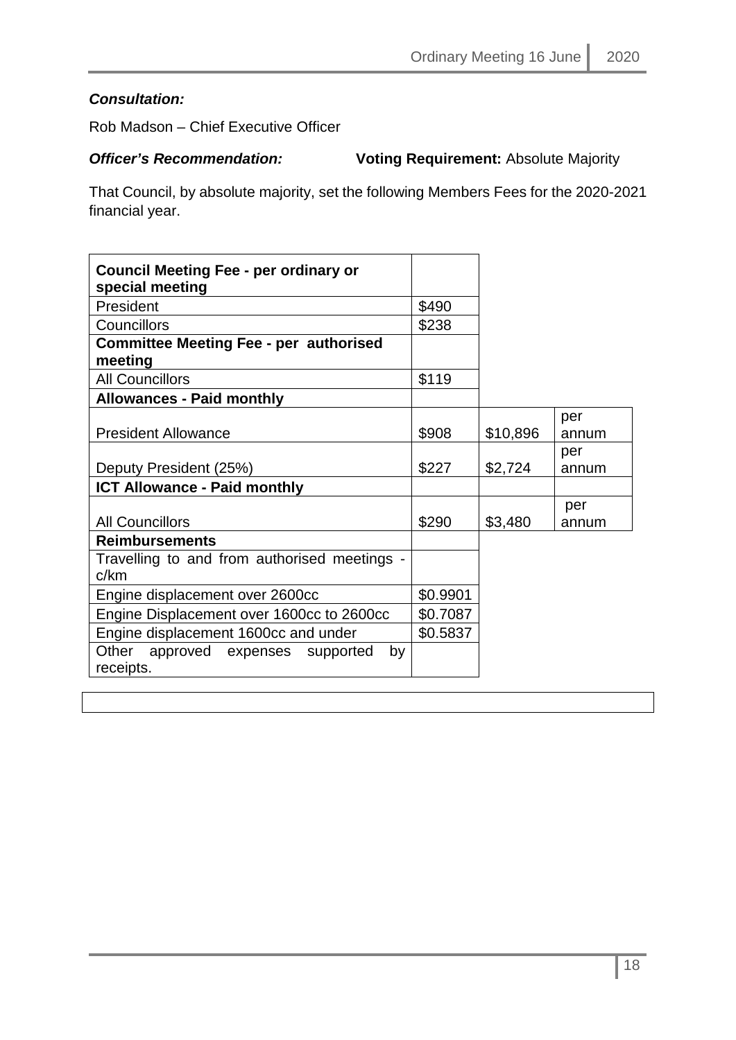***Consultation:***

Rob Madson – Chief Executive Officer

***Officer's Recommendation:*** **Voting Requirement:** Absolute Majority

That Council, by absolute majority, set the following Members Fees for the 2020-2021 financial year.

| **Council Meeting Fee - per ordinary or special meeting** | | | |
|---|---|---|---|
| President | $490 | | |
| Councillors | $238 | | |
| **Committee Meeting Fee - per authorised meeting** | | | |
| All Councillors | $119 | | |
| **Allowances - Paid monthly** | | | |
| President Allowance | $908 | $10,896 | per annum |
| Deputy President (25%) | $227 | $2,724 | per annum |
| **ICT Allowance - Paid monthly** | | | |
| All Councillors | $290 | $3,480 | per annum |
| **Reimbursements** | | | |
| Travelling to and from authorised meetings - c/km | | | |
| Engine displacement over 2600cc | $0.9901 | | |
| Engine Displacement over 1600cc to 2600cc | $0.7087 | | |
| Engine displacement 1600cc and under | $0.5837 | | |
| Other approved expenses supported by receipts. | | | |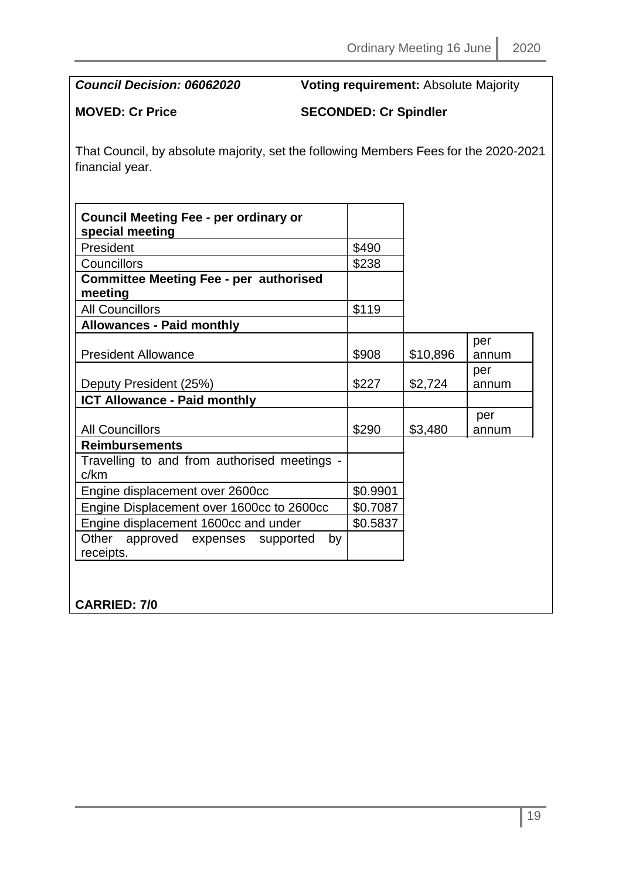***Council Decision: 06062020*** **Voting requirement:** Absolute Majority

**MOVED: Cr Price** **SECONDED: Cr Spindler**

That Council, by absolute majority, set the following Members Fees for the 2020-2021 financial year.

| **Council Meeting Fee - per ordinary or special meeting** | | | |
|---|---|---|---|
| President | $490 | | |
| Councillors | $238 | | |
| **Committee Meeting Fee - per authorised meeting** | | | |
| All Councillors | $119 | | |
| **Allowances - Paid monthly** | | | |
| President Allowance | $908 | $10,896 | per annum |
| Deputy President (25%) | $227 | $2,724 | per annum |
| **ICT Allowance - Paid monthly** | | | |
| All Councillors | $290 | $3,480 | per annum |
| **Reimbursements** | | | |
| Travelling to and from authorised meetings - c/km | | | |
| Engine displacement over 2600cc | $0.9901 | | |
| Engine Displacement over 1600cc to 2600cc | $0.7087 | | |
| Engine displacement 1600cc and under | $0.5837 | | |
| Other approved expenses supported by receipts. | | | |

**CARRIED: 7/0**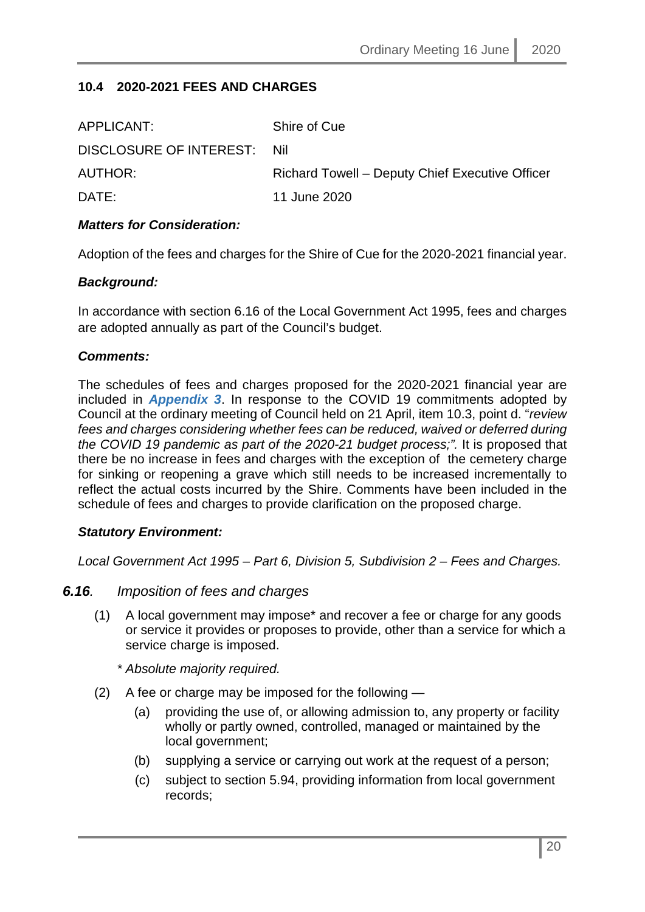### 10.4 2020-2021 FEES AND CHARGES

| | |
|---|---|
| APPLICANT: | Shire of Cue |
| DISCLOSURE OF INTEREST: | Nil |
| AUTHOR: | Richard Towell – Deputy Chief Executive Officer |
| DATE: | 11 June 2020 |

***Matters for Consideration:***

Adoption of the fees and charges for the Shire of Cue for the 2020-2021 financial year.

***Background:***

In accordance with section 6.16 of the Local Government Act 1995, fees and charges are adopted annually as part of the Council's budget.

***Comments:***

The schedules of fees and charges proposed for the 2020-2021 financial year are included in ***Appendix 3***. In response to the COVID 19 commitments adopted by Council at the ordinary meeting of Council held on 21 April, item 10.3, point d. "*review fees and charges considering whether fees can be reduced, waived or deferred during the COVID 19 pandemic as part of the 2020-21 budget process;".* It is proposed that there be no increase in fees and charges with the exception of the cemetery charge for sinking or reopening a grave which still needs to be increased incrementally to reflect the actual costs incurred by the Shire. Comments have been included in the schedule of fees and charges to provide clarification on the proposed charge.

***Statutory Environment:***

*Local Government Act 1995 – Part 6, Division 5, Subdivision 2 – Fees and Charges.*

***6.16****. Imposition of fees and charges*

(1) A local government may impose* and recover a fee or charge for any goods or service it provides or proposes to provide, other than a service for which a service charge is imposed.

\* *Absolute majority required.*

(2) A fee or charge may be imposed for the following —

(a) providing the use of, or allowing admission to, any property or facility wholly or partly owned, controlled, managed or maintained by the local government;

(b) supplying a service or carrying out work at the request of a person;

(c) subject to section 5.94, providing information from local government records;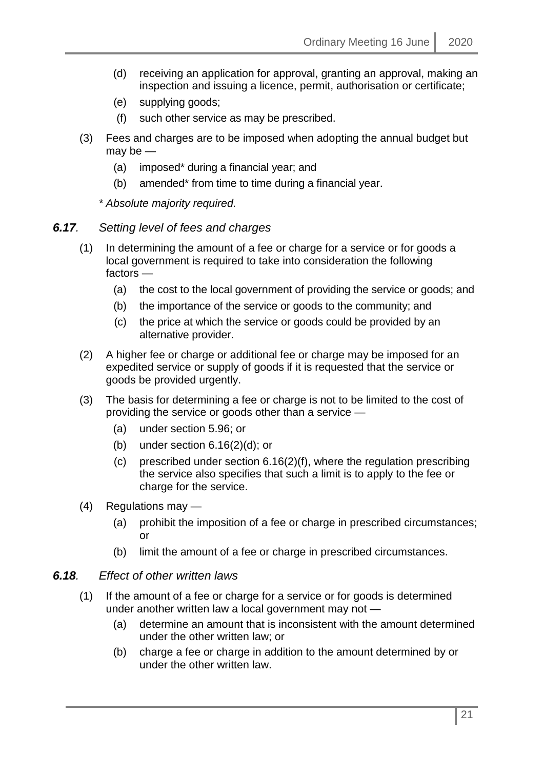(d) receiving an application for approval, granting an approval, making an inspection and issuing a licence, permit, authorisation or certificate;

(e) supplying goods;

(f) such other service as may be prescribed.

(3) Fees and charges are to be imposed when adopting the annual budget but may be —

(a) imposed* during a financial year; and

(b) amended* from time to time during a financial year.

*\* Absolute majority required.*

### ***6.17**. Setting level of fees and charges*

(1) In determining the amount of a fee or charge for a service or for goods a local government is required to take into consideration the following factors —

(a) the cost to the local government of providing the service or goods; and

(b) the importance of the service or goods to the community; and

(c) the price at which the service or goods could be provided by an alternative provider.

(2) A higher fee or charge or additional fee or charge may be imposed for an expedited service or supply of goods if it is requested that the service or goods be provided urgently.

(3) The basis for determining a fee or charge is not to be limited to the cost of providing the service or goods other than a service —

(a) under section 5.96; or

(b) under section 6.16(2)(d); or

(c) prescribed under section 6.16(2)(f), where the regulation prescribing the service also specifies that such a limit is to apply to the fee or charge for the service.

(4) Regulations may —

(a) prohibit the imposition of a fee or charge in prescribed circumstances; or

(b) limit the amount of a fee or charge in prescribed circumstances.

### ***6.18**. Effect of other written laws*

(1) If the amount of a fee or charge for a service or for goods is determined under another written law a local government may not —

(a) determine an amount that is inconsistent with the amount determined under the other written law; or

(b) charge a fee or charge in addition to the amount determined by or under the other written law.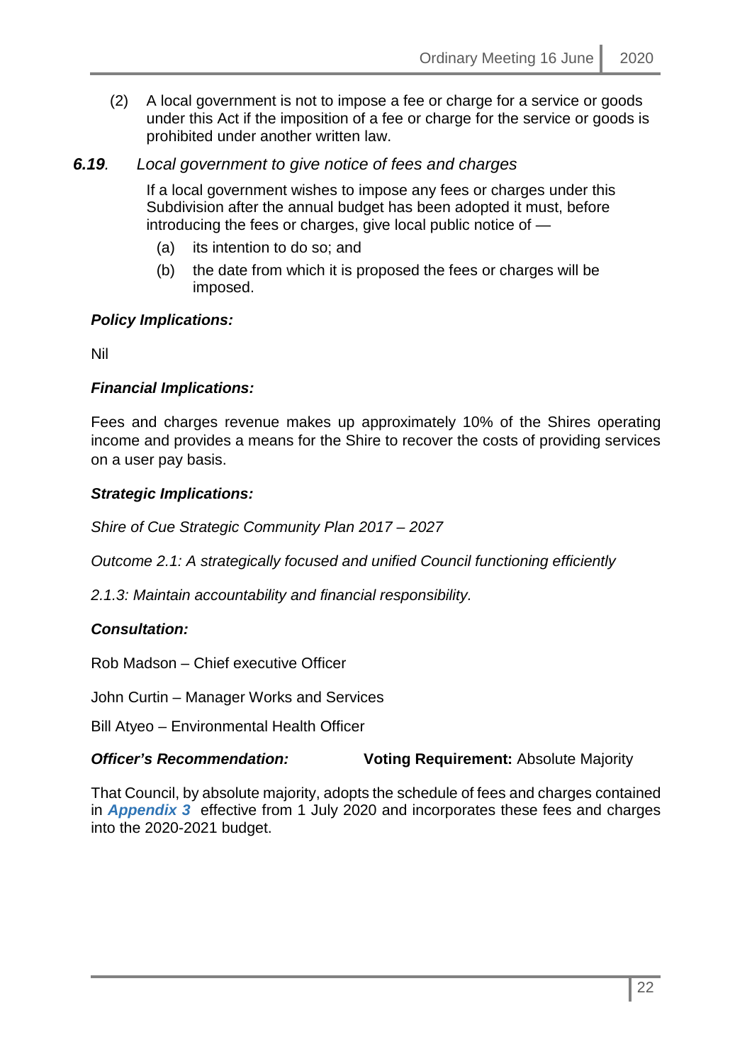(2) A local government is not to impose a fee or charge for a service or goods under this Act if the imposition of a fee or charge for the service or goods is prohibited under another written law.

***6.19**. Local government to give notice of fees and charges*

If a local government wishes to impose any fees or charges under this Subdivision after the annual budget has been adopted it must, before introducing the fees or charges, give local public notice of —

(a) its intention to do so; and

(b) the date from which it is proposed the fees or charges will be imposed.

***Policy Implications:***

Nil

***Financial Implications:***

Fees and charges revenue makes up approximately 10% of the Shires operating income and provides a means for the Shire to recover the costs of providing services on a user pay basis.

***Strategic Implications:***

*Shire of Cue Strategic Community Plan 2017 – 2027*

*Outcome 2.1: A strategically focused and unified Council functioning efficiently*

*2.1.3: Maintain accountability and financial responsibility.*

***Consultation:***

Rob Madson – Chief executive Officer

John Curtin – Manager Works and Services

Bill Atyeo – Environmental Health Officer

***Officer's Recommendation:*** **Voting Requirement:** Absolute Majority

That Council, by absolute majority, adopts the schedule of fees and charges contained in ***Appendix 3*** effective from 1 July 2020 and incorporates these fees and charges into the 2020-2021 budget.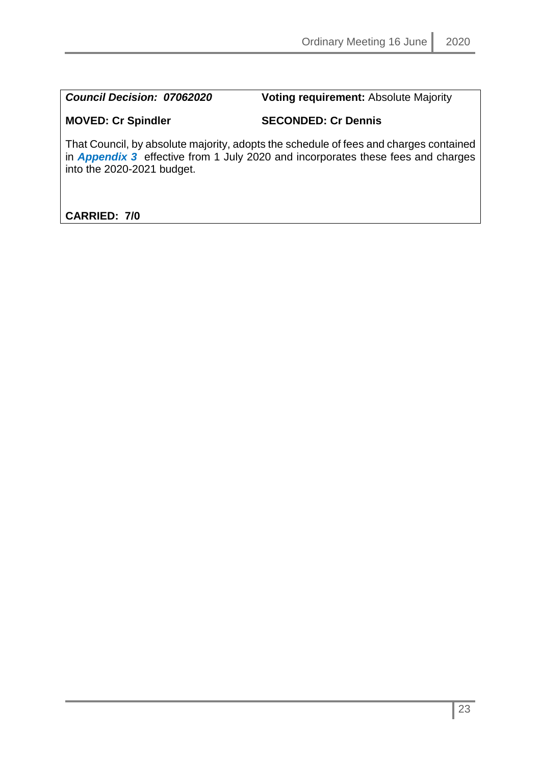***Council Decision: 07062020*** **Voting requirement:** Absolute Majority

**MOVED: Cr Spindler** **SECONDED: Cr Dennis**

That Council, by absolute majority, adopts the schedule of fees and charges contained in ***Appendix 3*** effective from 1 July 2020 and incorporates these fees and charges into the 2020-2021 budget.

**CARRIED: 7/0**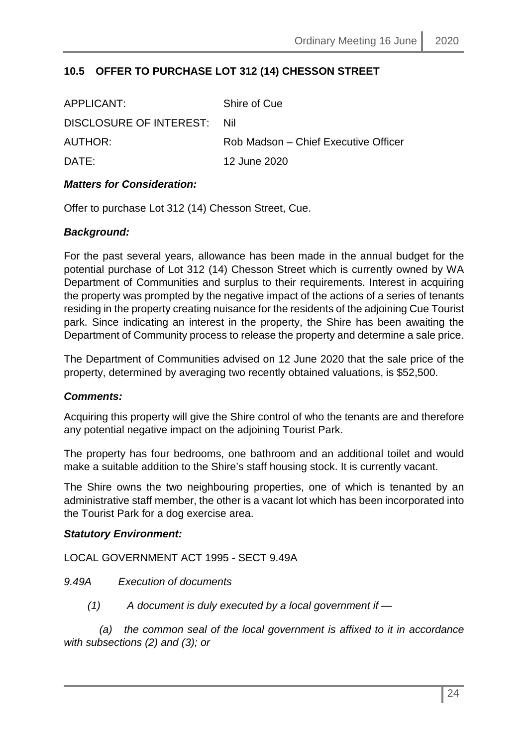## 10.5 OFFER TO PURCHASE LOT 312 (14) CHESSON STREET

| | |
|---|---|
| APPLICANT: | Shire of Cue |
| DISCLOSURE OF INTEREST: | Nil |
| AUTHOR: | Rob Madson – Chief Executive Officer |
| DATE: | 12 June 2020 |

***Matters for Consideration:***

Offer to purchase Lot 312 (14) Chesson Street, Cue.

***Background:***

For the past several years, allowance has been made in the annual budget for the potential purchase of Lot 312 (14) Chesson Street which is currently owned by WA Department of Communities and surplus to their requirements. Interest in acquiring the property was prompted by the negative impact of the actions of a series of tenants residing in the property creating nuisance for the residents of the adjoining Cue Tourist park. Since indicating an interest in the property, the Shire has been awaiting the Department of Community process to release the property and determine a sale price.

The Department of Communities advised on 12 June 2020 that the sale price of the property, determined by averaging two recently obtained valuations, is $52,500.

***Comments:***

Acquiring this property will give the Shire control of who the tenants are and therefore any potential negative impact on the adjoining Tourist Park.

The property has four bedrooms, one bathroom and an additional toilet and would make a suitable addition to the Shire's staff housing stock. It is currently vacant.

The Shire owns the two neighbouring properties, one of which is tenanted by an administrative staff member, the other is a vacant lot which has been incorporated into the Tourist Park for a dog exercise area.

***Statutory Environment:***

LOCAL GOVERNMENT ACT 1995 - SECT 9.49A

*9.49A Execution of documents*

*(1) A document is duly executed by a local government if —*

*(a) the common seal of the local government is affixed to it in accordance with subsections (2) and (3); or*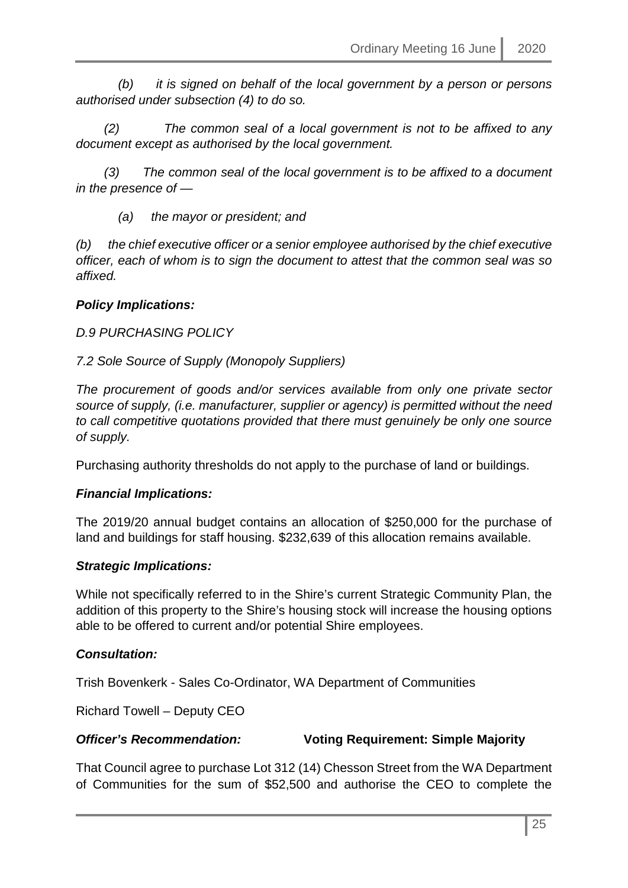*(b) it is signed on behalf of the local government by a person or persons authorised under subsection (4) to do so.*

*(2) The common seal of a local government is not to be affixed to any document except as authorised by the local government.*

*(3) The common seal of the local government is to be affixed to a document in the presence of —*

*(a) the mayor or president; and*

*(b) the chief executive officer or a senior employee authorised by the chief executive officer, each of whom is to sign the document to attest that the common seal was so affixed.*

***Policy Implications:***

*D.9 PURCHASING POLICY*

*7.2 Sole Source of Supply (Monopoly Suppliers)*

*The procurement of goods and/or services available from only one private sector source of supply, (i.e. manufacturer, supplier or agency) is permitted without the need to call competitive quotations provided that there must genuinely be only one source of supply.*

Purchasing authority thresholds do not apply to the purchase of land or buildings.

***Financial Implications:***

The 2019/20 annual budget contains an allocation of $250,000 for the purchase of land and buildings for staff housing. $232,639 of this allocation remains available.

***Strategic Implications:***

While not specifically referred to in the Shire's current Strategic Community Plan, the addition of this property to the Shire's housing stock will increase the housing options able to be offered to current and/or potential Shire employees.

***Consultation:***

Trish Bovenkerk - Sales Co-Ordinator, WA Department of Communities

Richard Towell – Deputy CEO

***Officer's Recommendation:*** **Voting Requirement: Simple Majority**

That Council agree to purchase Lot 312 (14) Chesson Street from the WA Department of Communities for the sum of $52,500 and authorise the CEO to complete the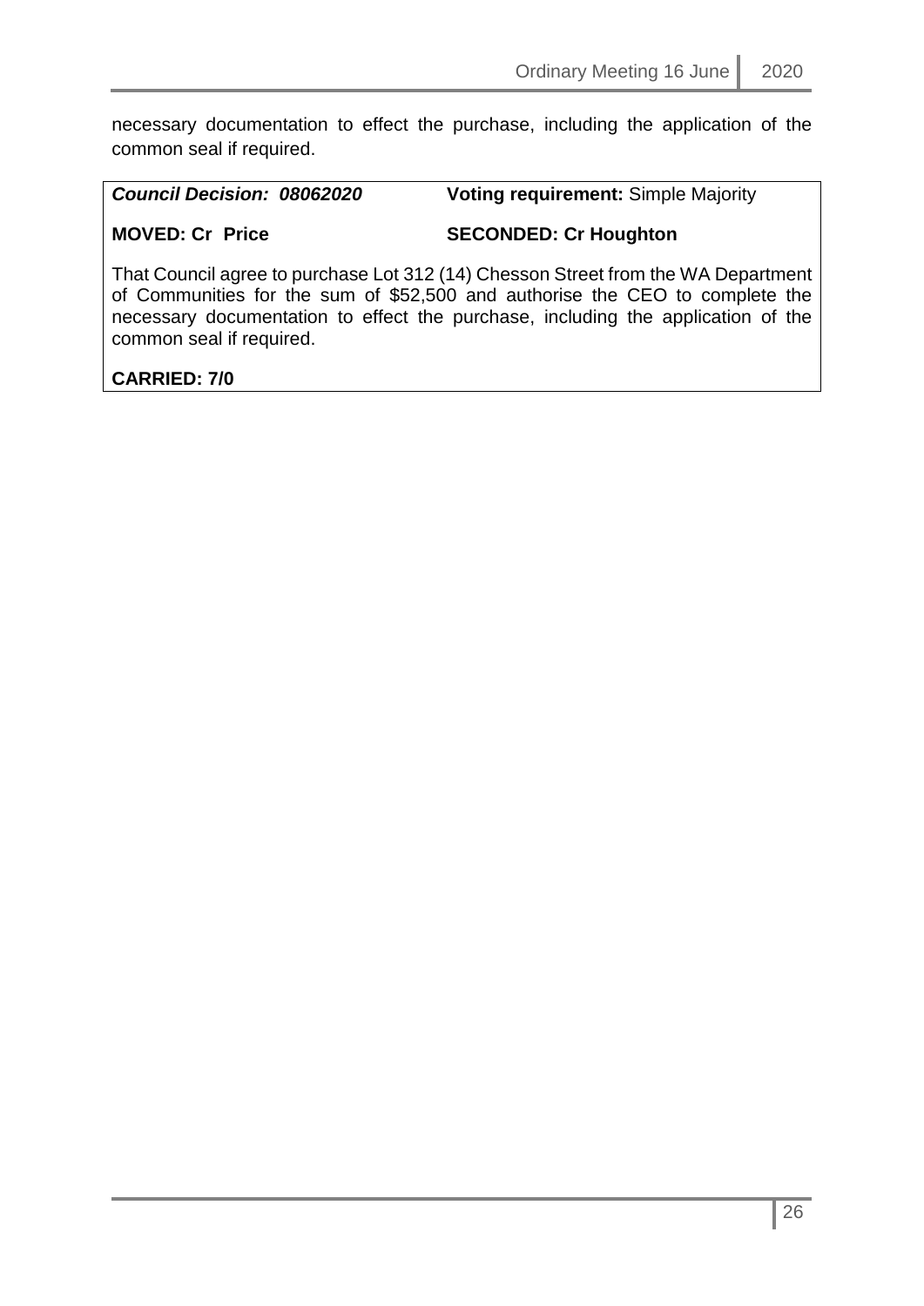necessary documentation to effect the purchase, including the application of the common seal if required.

***Council Decision: 08062020*** **Voting requirement:** Simple Majority

**MOVED: Cr Price** **SECONDED: Cr Houghton**

That Council agree to purchase Lot 312 (14) Chesson Street from the WA Department of Communities for the sum of $52,500 and authorise the CEO to complete the necessary documentation to effect the purchase, including the application of the common seal if required.

**CARRIED: 7/0**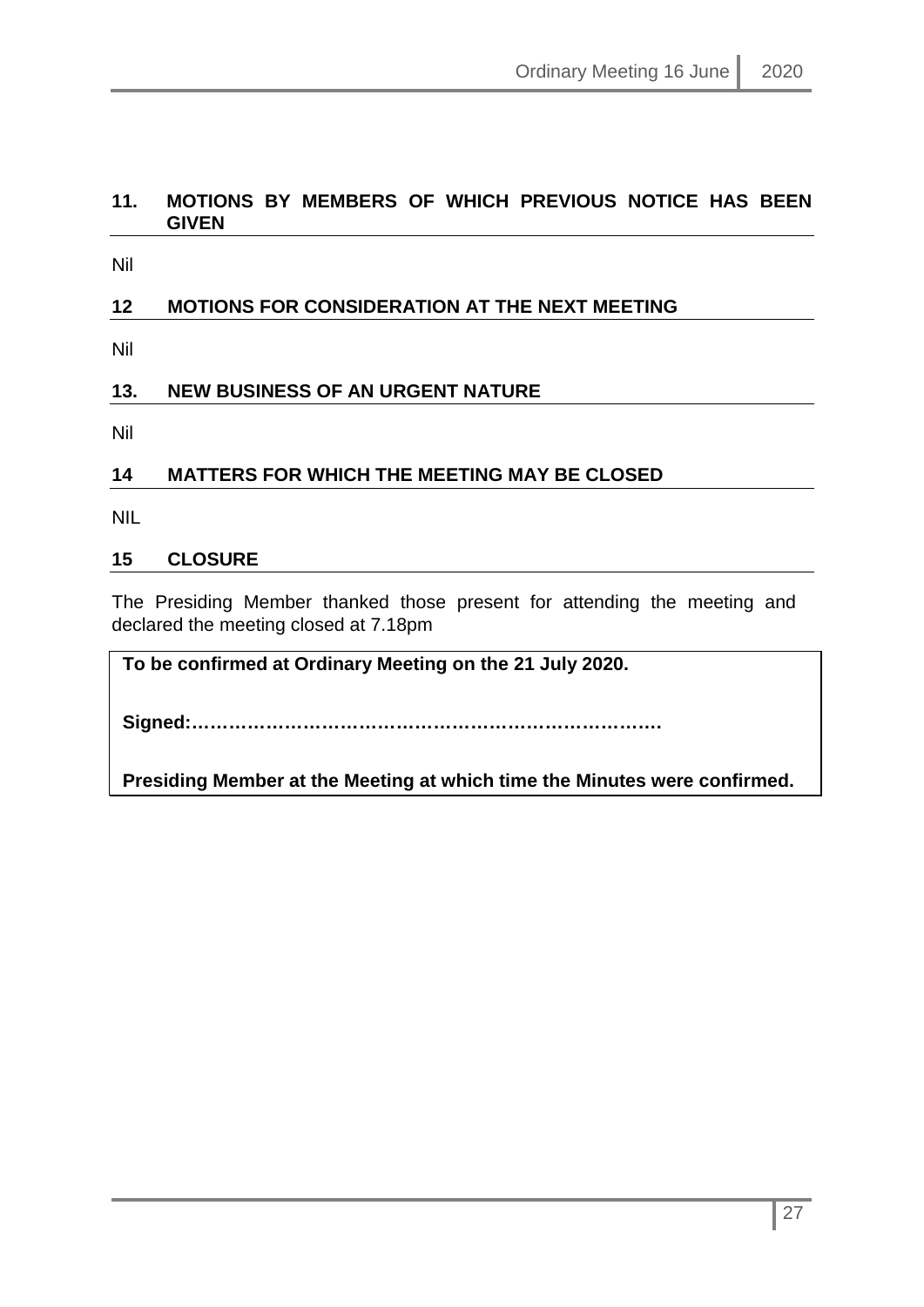## 11. MOTIONS BY MEMBERS OF WHICH PREVIOUS NOTICE HAS BEEN GIVEN

Nil

## 12 MOTIONS FOR CONSIDERATION AT THE NEXT MEETING

Nil

## 13. NEW BUSINESS OF AN URGENT NATURE

Nil

## 14 MATTERS FOR WHICH THE MEETING MAY BE CLOSED

NIL

## 15 CLOSURE

The Presiding Member thanked those present for attending the meeting and declared the meeting closed at 7.18pm

**To be confirmed at Ordinary Meeting on the 21 July 2020.**

**Signed:…………………………………………………………………**

**Presiding Member at the Meeting at which time the Minutes were confirmed.**